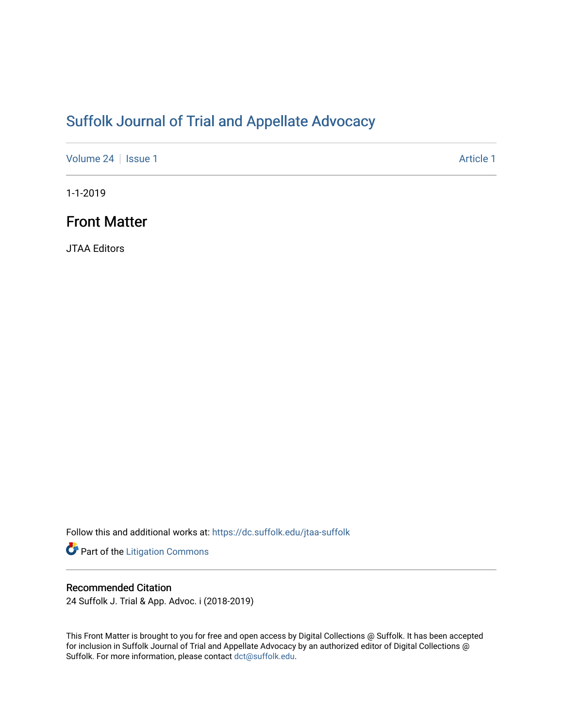# Suffolk Journal of Trial and Appellate Advocacy

Volume 24 | Issue 1 — Article 1

1-1-2019

## Front Matter

JTAA Editors

Follow this and additional works at: https://dc.suffolk.edu/jtaa-suffolk

Part of the Litigation Commons

### Recommended Citation

24 Suffolk J. Trial & App. Advoc. i (2018-2019)

This Front Matter is brought to you for free and open access by Digital Collections @ Suffolk. It has been accepted for inclusion in Suffolk Journal of Trial and Appellate Advocacy by an authorized editor of Digital Collections @ Suffolk. For more information, please contact dct@suffolk.edu.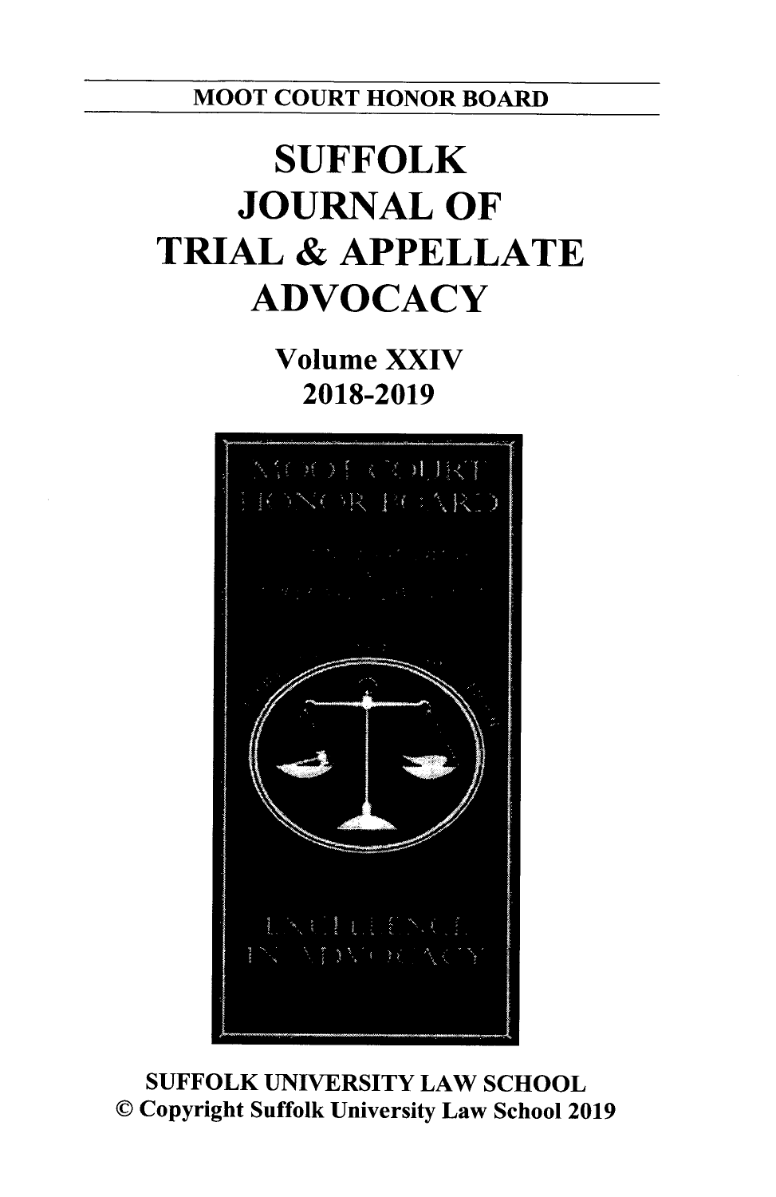MOOT COURT HONOR BOARD

# SUFFOLK JOURNAL OF TRIAL & APPELLATE ADVOCACY

## Volume XXIV

## 2018-2019

SUFFOLK UNIVERSITY LAW SCHOOL

© Copyright Suffolk University Law School 2019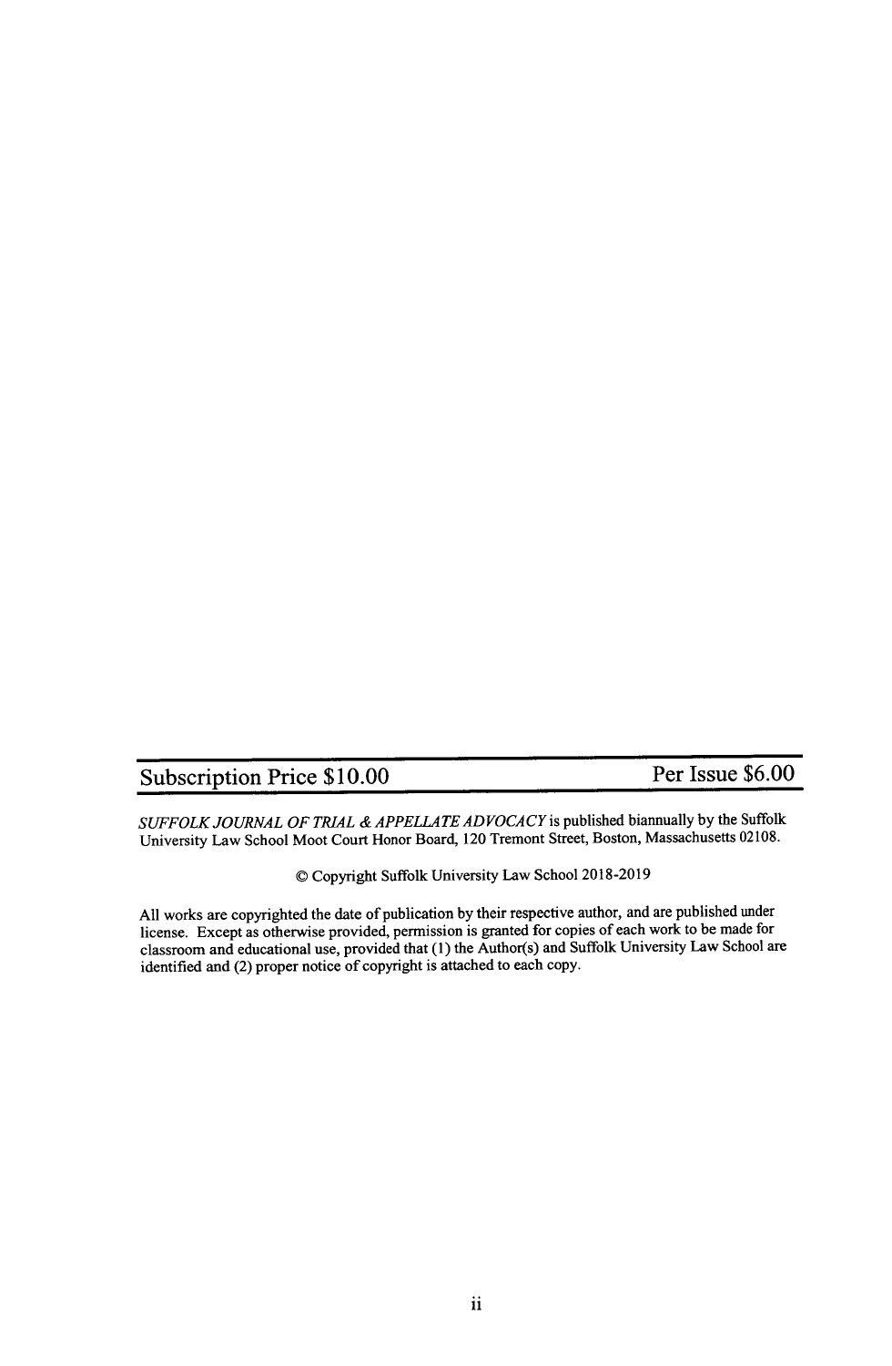| Subscription Price $10.00 | Per Issue $6.00 |
| --- | --- |

*SUFFOLK JOURNAL OF TRIAL & APPELLATE ADVOCACY* is published biannually by the Suffolk University Law School Moot Court Honor Board, 120 Tremont Street, Boston, Massachusetts 02108.

© Copyright Suffolk University Law School 2018-2019

All works are copyrighted the date of publication by their respective author, and are published under license. Except as otherwise provided, permission is granted for copies of each work to be made for classroom and educational use, provided that (1) the Author(s) and Suffolk University Law School are identified and (2) proper notice of copyright is attached to each copy.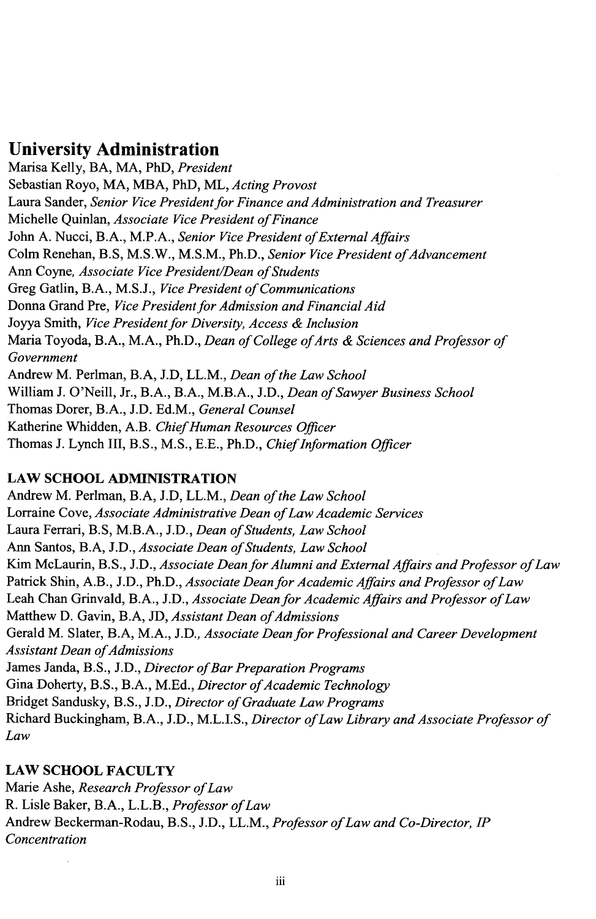## University Administration

Marisa Kelly, BA, MA, PhD, *President*

Sebastian Royo, MA, MBA, PhD, ML, *Acting Provost*

Laura Sander, *Senior Vice President for Finance and Administration and Treasurer*

Michelle Quinlan, *Associate Vice President of Finance*

John A. Nucci, B.A., M.P.A., *Senior Vice President of External Affairs*

Colm Renehan, B.S, M.S.W., M.S.M., Ph.D., *Senior Vice President of Advancement*

Ann Coyne, *Associate Vice President/Dean of Students*

Greg Gatlin, B.A., M.S.J., *Vice President of Communications*

Donna Grand Pre, *Vice President for Admission and Financial Aid*

Joyya Smith, *Vice President for Diversity, Access & Inclusion*

Maria Toyoda, B.A., M.A., Ph.D., *Dean of College of Arts & Sciences and Professor of Government*

Andrew M. Perlman, B.A, J.D, LL.M., *Dean of the Law School*

William J. O'Neill, Jr., B.A., B.A., M.B.A., J.D., *Dean of Sawyer Business School*

Thomas Dorer, B.A., J.D. Ed.M., *General Counsel*

Katherine Whidden, A.B. *Chief Human Resources Officer*

Thomas J. Lynch III, B.S., M.S., E.E., Ph.D., *Chief Information Officer*

### LAW SCHOOL ADMINISTRATION

Andrew M. Perlman, B.A, J.D, LL.M., *Dean of the Law School*

Lorraine Cove, *Associate Administrative Dean of Law Academic Services*

Laura Ferrari, B.S, M.B.A., J.D., *Dean of Students, Law School*

Ann Santos, B.A, J.D., *Associate Dean of Students, Law School*

Kim McLaurin, B.S., J.D., *Associate Dean for Alumni and External Affairs and Professor of Law*

Patrick Shin, A.B., J.D., Ph.D., *Associate Dean for Academic Affairs and Professor of Law*

Leah Chan Grinvald, B.A., J.D., *Associate Dean for Academic Affairs and Professor of Law*

Matthew D. Gavin, B.A, JD, *Assistant Dean of Admissions*

Gerald M. Slater, B.A, M.A., J.D., *Associate Dean for Professional and Career Development Assistant Dean of Admissions*

James Janda, B.S., J.D., *Director of Bar Preparation Programs*

Gina Doherty, B.S., B.A., M.Ed., *Director of Academic Technology*

Bridget Sandusky, B.S., J.D., *Director of Graduate Law Programs*

Richard Buckingham, B.A., J.D., M.L.I.S., *Director of Law Library and Associate Professor of Law*

### LAW SCHOOL FACULTY

Marie Ashe, *Research Professor of Law*

R. Lisle Baker, B.A., L.L.B., *Professor of Law*

Andrew Beckerman-Rodau, B.S., J.D., LL.M., *Professor of Law and Co-Director, IP Concentration*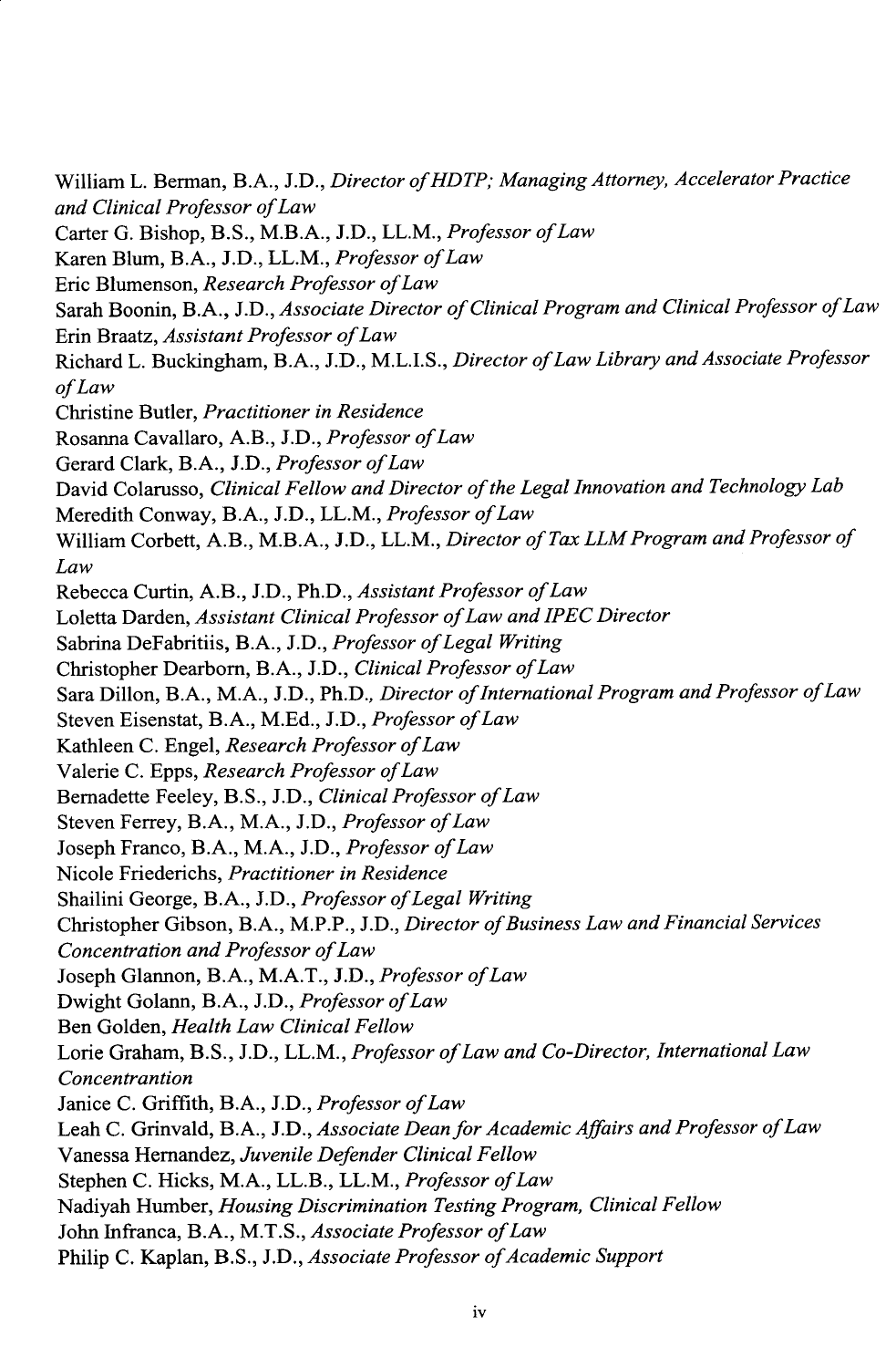William L. Berman, B.A., J.D., *Director of HDTP; Managing Attorney, Accelerator Practice and Clinical Professor of Law*
Carter G. Bishop, B.S., M.B.A., J.D., LL.M., *Professor of Law*
Karen Blum, B.A., J.D., LL.M., *Professor of Law*
Eric Blumenson, *Research Professor of Law*
Sarah Boonin, B.A., J.D., *Associate Director of Clinical Program and Clinical Professor of Law*
Erin Braatz, *Assistant Professor of Law*
Richard L. Buckingham, B.A., J.D., M.L.I.S., *Director of Law Library and Associate Professor of Law*
Christine Butler, *Practitioner in Residence*
Rosanna Cavallaro, A.B., J.D., *Professor of Law*
Gerard Clark, B.A., J.D., *Professor of Law*
David Colarusso, *Clinical Fellow and Director of the Legal Innovation and Technology Lab*
Meredith Conway, B.A., J.D., LL.M., *Professor of Law*
William Corbett, A.B., M.B.A., J.D., LL.M., *Director of Tax LLM Program and Professor of Law*
Rebecca Curtin, A.B., J.D., Ph.D., *Assistant Professor of Law*
Loletta Darden, *Assistant Clinical Professor of Law and IPEC Director*
Sabrina DeFabritiis, B.A., J.D., *Professor of Legal Writing*
Christopher Dearborn, B.A., J.D., *Clinical Professor of Law*
Sara Dillon, B.A., M.A., J.D., Ph.D., *Director of International Program and Professor of Law*
Steven Eisenstat, B.A., M.Ed., J.D., *Professor of Law*
Kathleen C. Engel, *Research Professor of Law*
Valerie C. Epps, *Research Professor of Law*
Bernadette Feeley, B.S., J.D., *Clinical Professor of Law*
Steven Ferrey, B.A., M.A., J.D., *Professor of Law*
Joseph Franco, B.A., M.A., J.D., *Professor of Law*
Nicole Friederichs, *Practitioner in Residence*
Shailini George, B.A., J.D., *Professor of Legal Writing*
Christopher Gibson, B.A., M.P.P., J.D., *Director of Business Law and Financial Services Concentration and Professor of Law*
Joseph Glannon, B.A., M.A.T., J.D., *Professor of Law*
Dwight Golann, B.A., J.D., *Professor of Law*
Ben Golden, *Health Law Clinical Fellow*
Lorie Graham, B.S., J.D., LL.M., *Professor of Law and Co-Director, International Law Concentrantion*
Janice C. Griffith, B.A., J.D., *Professor of Law*
Leah C. Grinvald, B.A., J.D., *Associate Dean for Academic Affairs and Professor of Law*
Vanessa Hernandez, *Juvenile Defender Clinical Fellow*
Stephen C. Hicks, M.A., LL.B., LL.M., *Professor of Law*
Nadiyah Humber, *Housing Discrimination Testing Program, Clinical Fellow*
John Infranca, B.A., M.T.S., *Associate Professor of Law*
Philip C. Kaplan, B.S., J.D., *Associate Professor of Academic Support*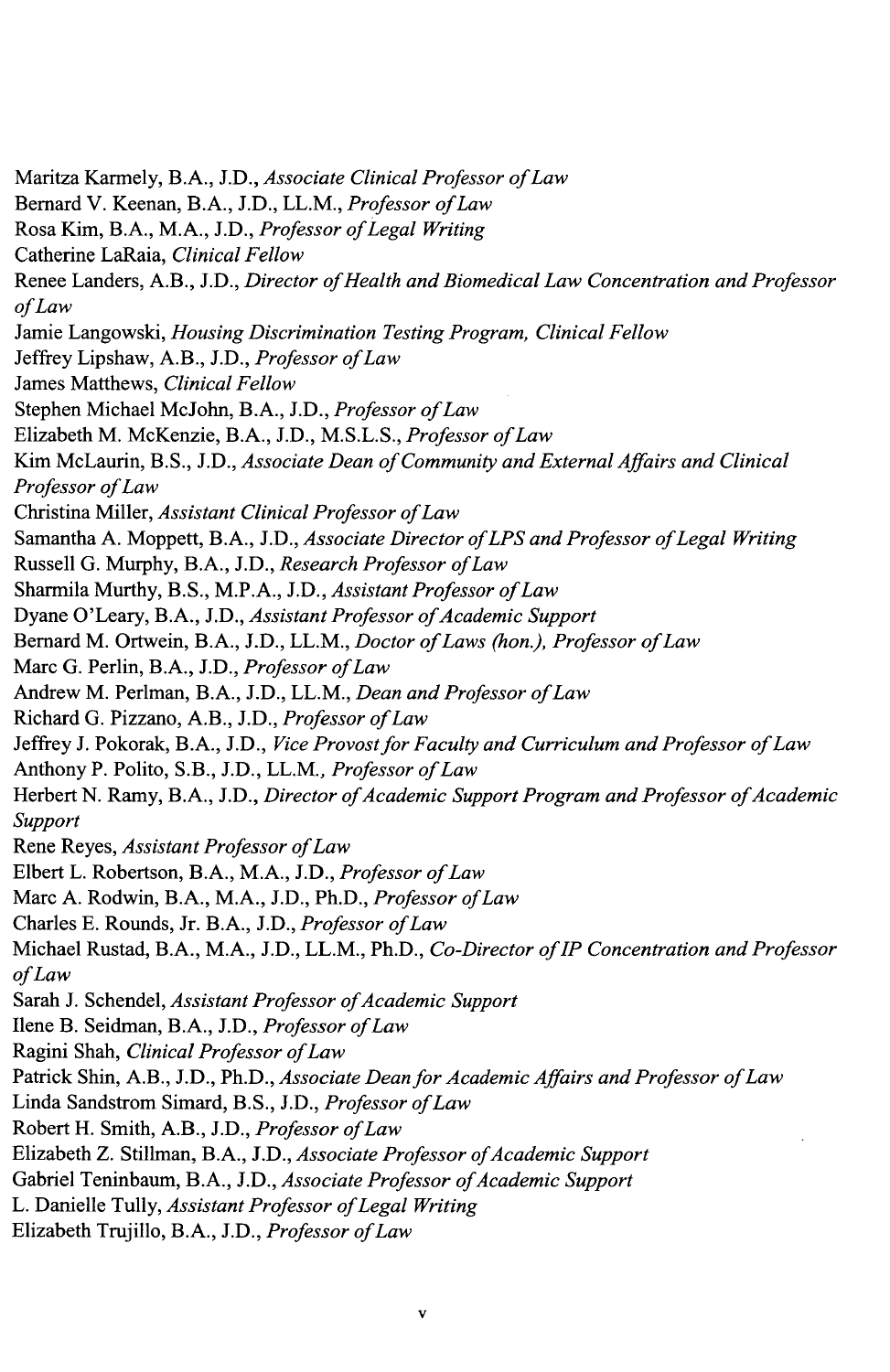Maritza Karmely, B.A., J.D., *Associate Clinical Professor of Law*

Bernard V. Keenan, B.A., J.D., LL.M., *Professor of Law*

Rosa Kim, B.A., M.A., J.D., *Professor of Legal Writing*

Catherine LaRaia, *Clinical Fellow*

Renee Landers, A.B., J.D., *Director of Health and Biomedical Law Concentration and Professor of Law*

Jamie Langowski, *Housing Discrimination Testing Program, Clinical Fellow*

Jeffrey Lipshaw, A.B., J.D., *Professor of Law*

James Matthews, *Clinical Fellow*

Stephen Michael McJohn, B.A., J.D., *Professor of Law*

Elizabeth M. McKenzie, B.A., J.D., M.S.L.S., *Professor of Law*

Kim McLaurin, B.S., J.D., *Associate Dean of Community and External Affairs and Clinical Professor of Law*

Christina Miller, *Assistant Clinical Professor of Law*

Samantha A. Moppett, B.A., J.D., *Associate Director of LPS and Professor of Legal Writing*

Russell G. Murphy, B.A., J.D., *Research Professor of Law*

Sharmila Murthy, B.S., M.P.A., J.D., *Assistant Professor of Law*

Dyane O'Leary, B.A., J.D., *Assistant Professor of Academic Support*

Bernard M. Ortwein, B.A., J.D., LL.M., *Doctor of Laws (hon.), Professor of Law*

Marc G. Perlin, B.A., J.D., *Professor of Law*

Andrew M. Perlman, B.A., J.D., LL.M., *Dean and Professor of Law*

Richard G. Pizzano, A.B., J.D., *Professor of Law*

Jeffrey J. Pokorak, B.A., J.D., *Vice Provost for Faculty and Curriculum and Professor of Law*

Anthony P. Polito, S.B., J.D., LL.M., *Professor of Law*

Herbert N. Ramy, B.A., J.D., *Director of Academic Support Program and Professor of Academic Support*

Rene Reyes, *Assistant Professor of Law*

Elbert L. Robertson, B.A., M.A., J.D., *Professor of Law*

Marc A. Rodwin, B.A., M.A., J.D., Ph.D., *Professor of Law*

Charles E. Rounds, Jr. B.A., J.D., *Professor of Law*

Michael Rustad, B.A., M.A., J.D., LL.M., Ph.D., *Co-Director of IP Concentration and Professor of Law*

Sarah J. Schendel, *Assistant Professor of Academic Support*

Ilene B. Seidman, B.A., J.D., *Professor of Law*

Ragini Shah, *Clinical Professor of Law*

Patrick Shin, A.B., J.D., Ph.D., *Associate Dean for Academic Affairs and Professor of Law*

Linda Sandstrom Simard, B.S., J.D., *Professor of Law*

Robert H. Smith, A.B., J.D., *Professor of Law*

Elizabeth Z. Stillman, B.A., J.D., *Associate Professor of Academic Support*

Gabriel Teninbaum, B.A., J.D., *Associate Professor of Academic Support*

L. Danielle Tully, *Assistant Professor of Legal Writing*

Elizabeth Trujillo, B.A., J.D., *Professor of Law*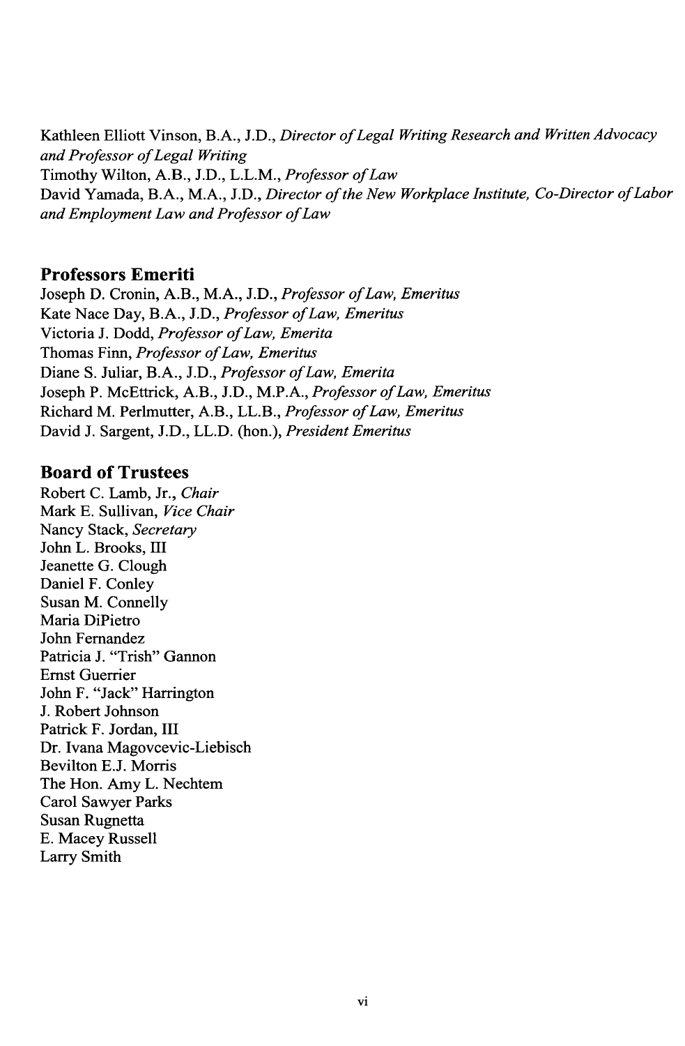Kathleen Elliott Vinson, B.A., J.D., *Director of Legal Writing Research and Written Advocacy and Professor of Legal Writing*
Timothy Wilton, A.B., J.D., L.L.M., *Professor of Law*
David Yamada, B.A., M.A., J.D., *Director of the New Workplace Institute, Co-Director of Labor and Employment Law and Professor of Law*

## Professors Emeriti

Joseph D. Cronin, A.B., M.A., J.D., *Professor of Law, Emeritus*
Kate Nace Day, B.A., J.D., *Professor of Law, Emeritus*
Victoria J. Dodd, *Professor of Law, Emerita*
Thomas Finn, *Professor of Law, Emeritus*
Diane S. Juliar, B.A., J.D., *Professor of Law, Emerita*
Joseph P. McEttrick, A.B., J.D., M.P.A., *Professor of Law, Emeritus*
Richard M. Perlmutter, A.B., LL.B., *Professor of Law, Emeritus*
David J. Sargent, J.D., LL.D. (hon.), *President Emeritus*

## Board of Trustees

Robert C. Lamb, Jr., *Chair*
Mark E. Sullivan, *Vice Chair*
Nancy Stack, *Secretary*
John L. Brooks, III
Jeanette G. Clough
Daniel F. Conley
Susan M. Connelly
Maria DiPietro
John Fernandez
Patricia J. "Trish" Gannon
Ernst Guerrier
John F. "Jack" Harrington
J. Robert Johnson
Patrick F. Jordan, III
Dr. Ivana Magovcevic-Liebisch
Bevilton E.J. Morris
The Hon. Amy L. Nechtem
Carol Sawyer Parks
Susan Rugnetta
E. Macey Russell
Larry Smith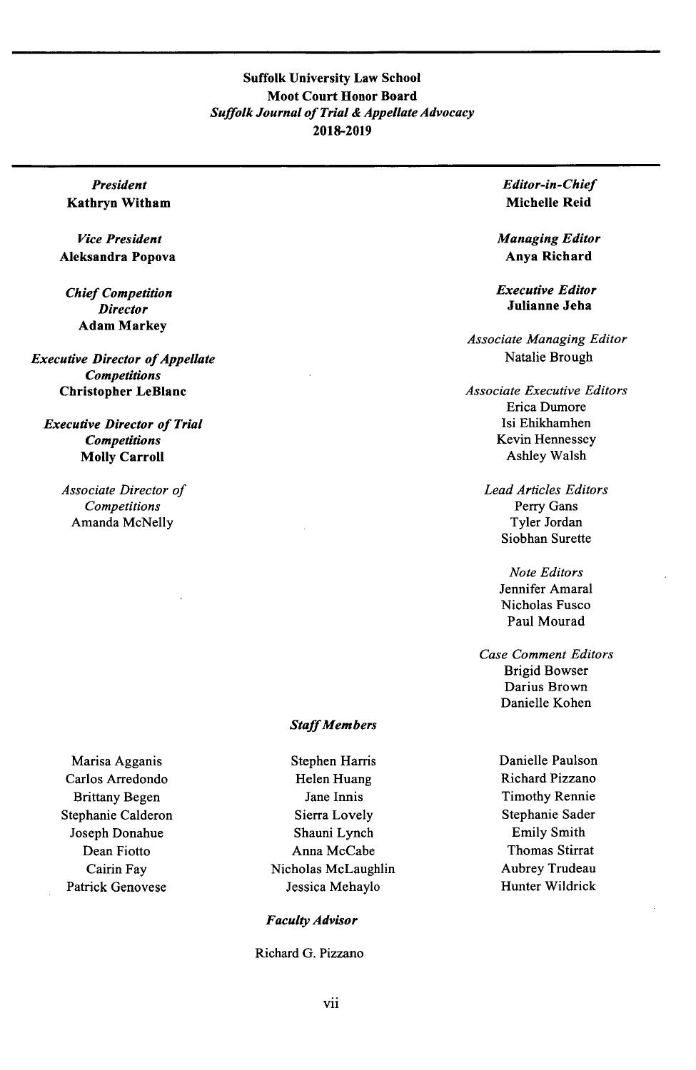**Suffolk University Law School**
**Moot Court Honor Board**
***Suffolk Journal of Trial & Appellate Advocacy***
**2018-2019**

***President***
**Kathryn Witham**

***Vice President***
**Aleksandra Popova**

***Chief Competition Director***
**Adam Markey**

***Executive Director of Appellate Competitions***
**Christopher LeBlanc**

***Executive Director of Trial Competitions***
**Molly Carroll**

*Associate Director of Competitions*
Amanda McNelly

***Editor-in-Chief***
**Michelle Reid**

***Managing Editor***
**Anya Richard**

***Executive Editor***
**Julianne Jeha**

*Associate Managing Editor*
Natalie Brough

*Associate Executive Editors*
Erica Dumore
Isi Ehikhamhen
Kevin Hennessey
Ashley Walsh

*Lead Articles Editors*
Perry Gans
Tyler Jordan
Siobhan Surette

*Note Editors*
Jennifer Amaral
Nicholas Fusco
Paul Mourad

*Case Comment Editors*
Brigid Bowser
Darius Brown
Danielle Kohen

***Staff Members***

Marisa Agganis
Carlos Arredondo
Brittany Begen
Stephanie Calderon
Joseph Donahue
Dean Fiotto
Cairin Fay
Patrick Genovese

Stephen Harris
Helen Huang
Jane Innis
Sierra Lovely
Shauni Lynch
Anna McCabe
Nicholas McLaughlin
Jessica Mehaylo

Danielle Paulson
Richard Pizzano
Timothy Rennie
Stephanie Sader
Emily Smith
Thomas Stirrat
Aubrey Trudeau
Hunter Wildrick

***Faculty Advisor***

Richard G. Pizzano